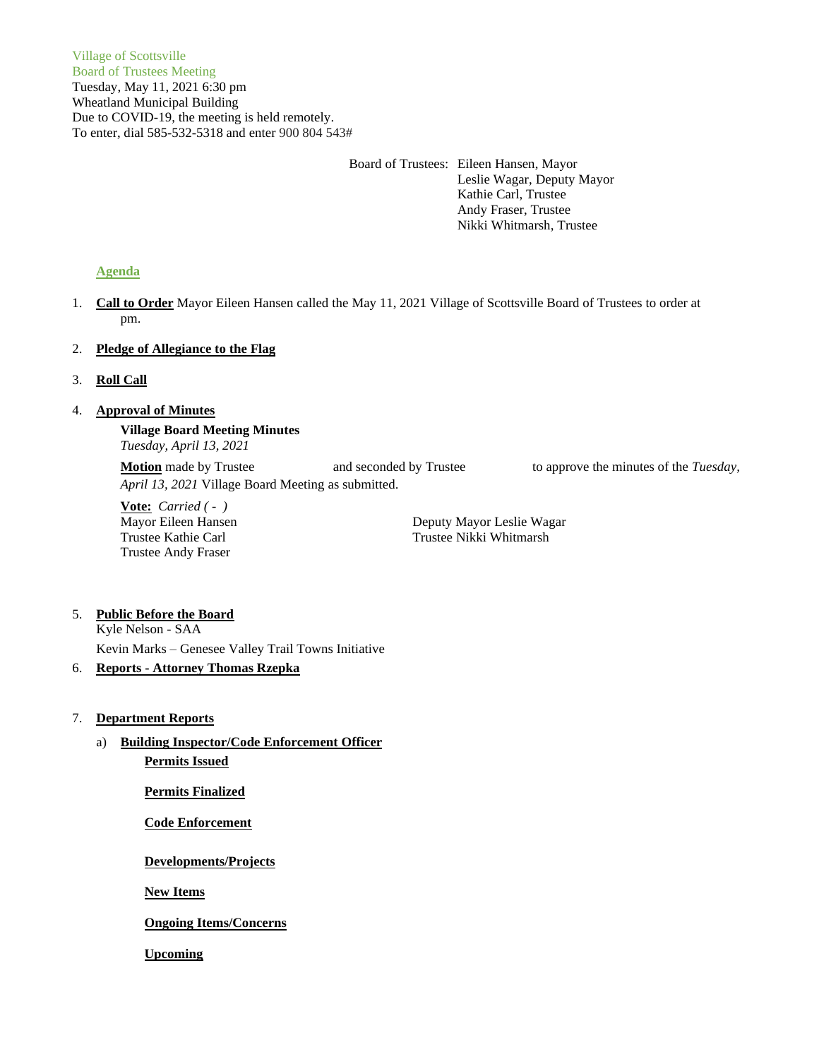Village of Scottsville
Board of Trustees Meeting
Tuesday, May 11, 2021 6:30 pm
Wheatland Municipal Building
Due to COVID-19, the meeting is held remotely.
To enter, dial 585-532-5318 and enter 900 804 543#

Board of Trustees: Eileen Hansen, Mayor
Leslie Wagar, Deputy Mayor
Kathie Carl, Trustee
Andy Fraser, Trustee
Nikki Whitmarsh, Trustee

## Agenda

1. **Call to Order** Mayor Eileen Hansen called the May 11, 2021 Village of Scottsville Board of Trustees to order at pm.

2. **Pledge of Allegiance to the Flag**

3. **Roll Call**

4. **Approval of Minutes**

   **Village Board Meeting Minutes**
   *Tuesday, April 13, 2021*

   **Motion** made by Trustee and seconded by Trustee to approve the minutes of the *Tuesday, April 13, 2021* Village Board Meeting as submitted.

   **Vote:** *Carried ( - )*
   Mayor Eileen Hansen
   Deputy Mayor Leslie Wagar
   Trustee Kathie Carl
   Trustee Nikki Whitmarsh
   Trustee Andy Fraser

5. **Public Before the Board**
   Kyle Nelson - SAA
   Kevin Marks – Genesee Valley Trail Towns Initiative

6. **Reports - Attorney Thomas Rzepka**

7. **Department Reports**

   a) **Building Inspector/Code Enforcement Officer**

      **Permits Issued**

      **Permits Finalized**

      **Code Enforcement**

      **Developments/Projects**

      **New Items**

      **Ongoing Items/Concerns**

      **Upcoming**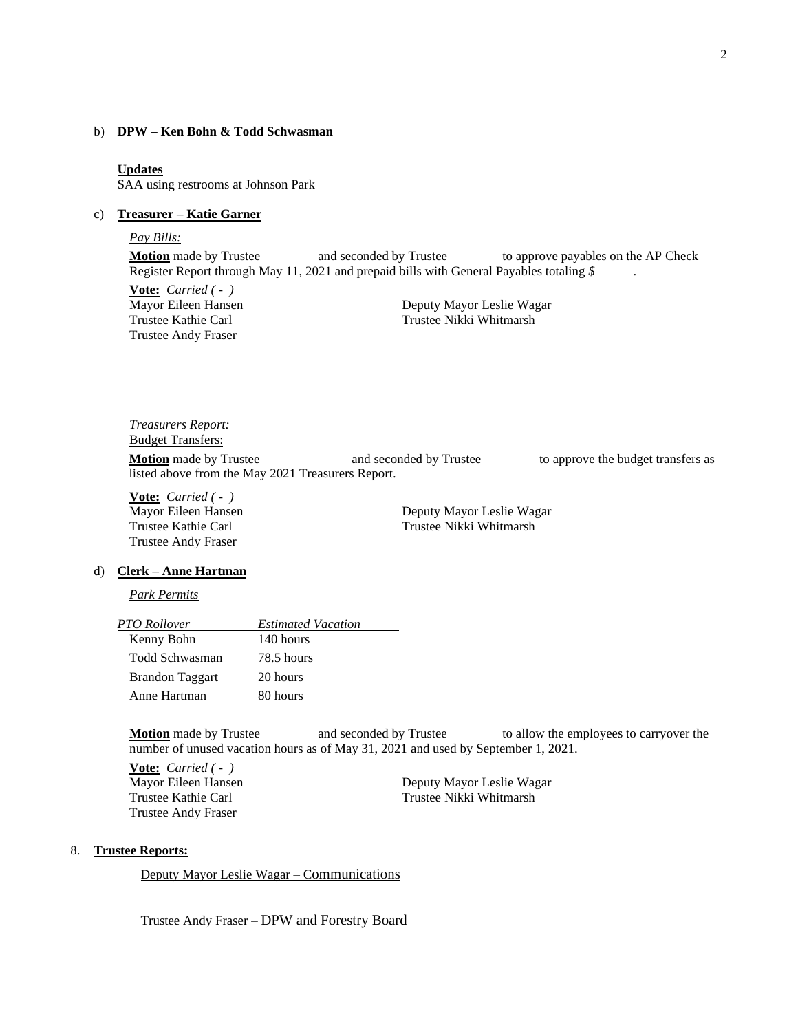b) **DPW – Ken Bohn & Todd Schwasman**

**Updates**
SAA using restrooms at Johnson Park

c) **Treasurer – Katie Garner**

*Pay Bills:*

**Motion** made by Trustee and seconded by Trustee to approve payables on the AP Check Register Report through May 11, 2021 and prepaid bills with General Payables totaling *$* .

**Vote:** *Carried ( - )*
Mayor Eileen Hansen
Deputy Mayor Leslie Wagar
Trustee Kathie Carl
Trustee Nikki Whitmarsh
Trustee Andy Fraser

*Treasurers Report:*
Budget Transfers:

**Motion** made by Trustee and seconded by Trustee to approve the budget transfers as listed above from the May 2021 Treasurers Report.

**Vote:** *Carried ( - )*
Mayor Eileen Hansen
Deputy Mayor Leslie Wagar
Trustee Kathie Carl
Trustee Nikki Whitmarsh
Trustee Andy Fraser

d) **Clerk – Anne Hartman**

*Park Permits*

| *PTO Rollover* | *Estimated Vacation* |
|---|---|
| Kenny Bohn | 140 hours |
| Todd Schwasman | 78.5 hours |
| Brandon Taggart | 20 hours |
| Anne Hartman | 80 hours |

**Motion** made by Trustee and seconded by Trustee to allow the employees to carryover the number of unused vacation hours as of May 31, 2021 and used by September 1, 2021.

**Vote:** *Carried ( - )*
Mayor Eileen Hansen
Deputy Mayor Leslie Wagar
Trustee Kathie Carl
Trustee Nikki Whitmarsh
Trustee Andy Fraser

8. **Trustee Reports:**

Deputy Mayor Leslie Wagar – Communications

Trustee Andy Fraser – DPW and Forestry Board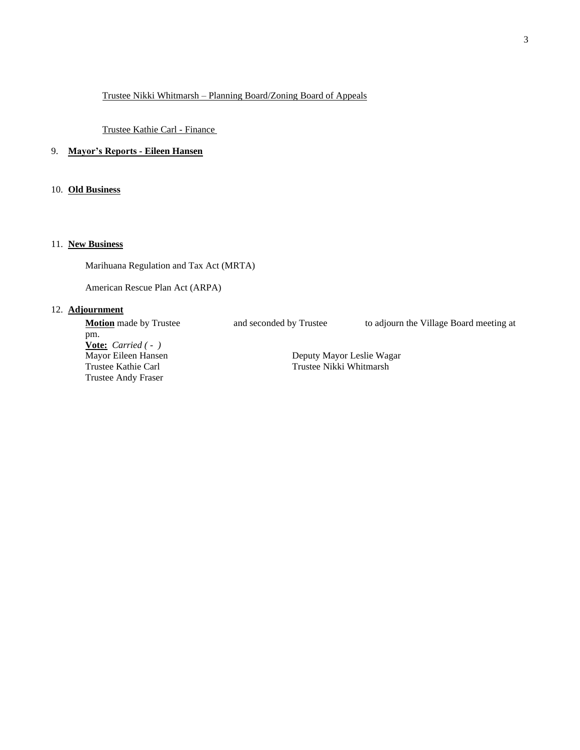Trustee Nikki Whitmarsh – Planning Board/Zoning Board of Appeals

Trustee Kathie Carl - Finance

9. **Mayor's Reports - Eileen Hansen**

10. **Old Business**

11. **New Business**

Marihuana Regulation and Tax Act (MRTA)

American Rescue Plan Act (ARPA)

12. **Adjournment**

**Motion** made by Trustee and seconded by Trustee to adjourn the Village Board meeting at pm.

**Vote:** *Carried ( - )*

Mayor Eileen Hansen
Deputy Mayor Leslie Wagar
Trustee Kathie Carl
Trustee Nikki Whitmarsh
Trustee Andy Fraser